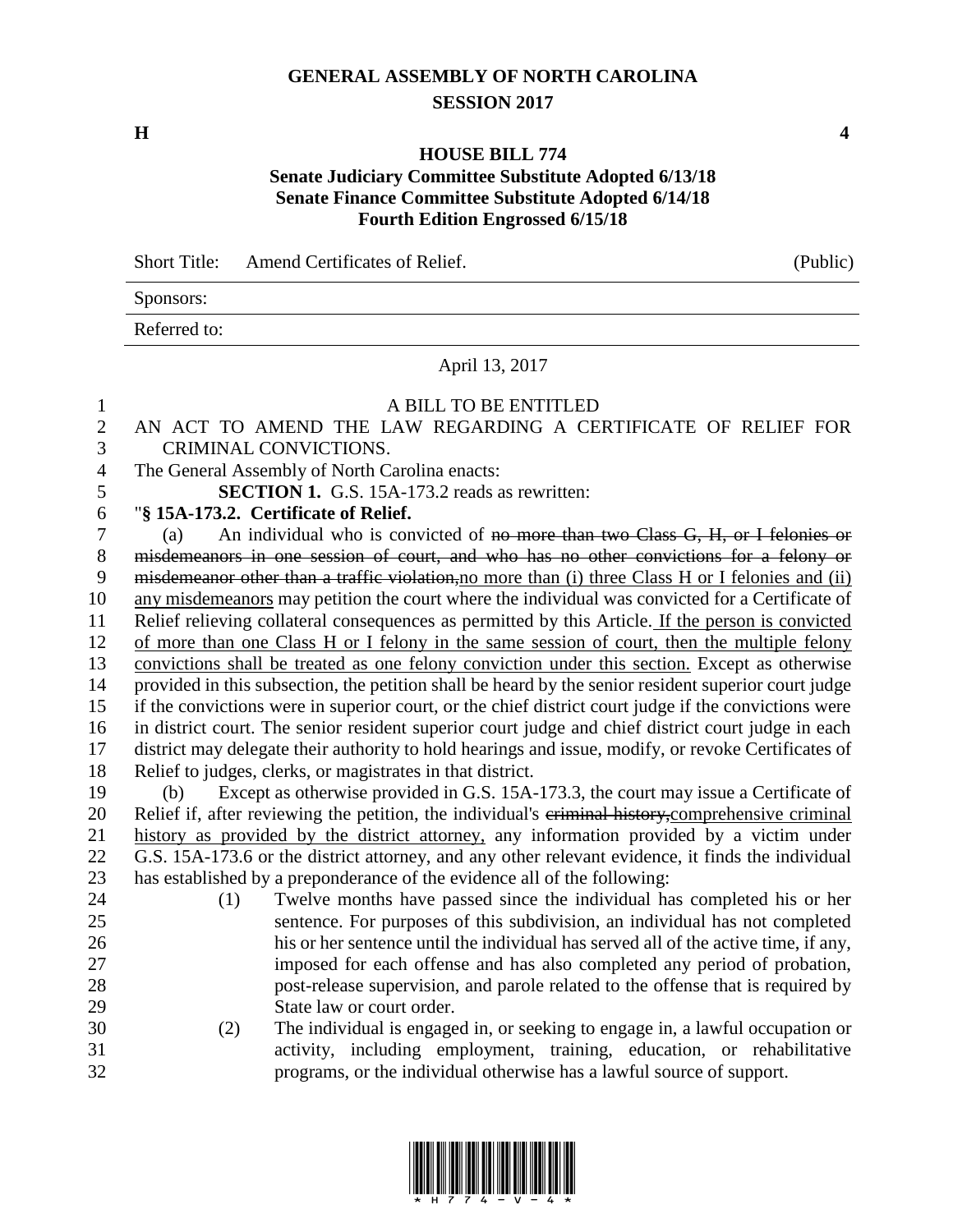# GENERAL ASSEMBLY OF NORTH CAROLINA
## SESSION 2017

**H** **4**

**HOUSE BILL 774**
**Senate Judiciary Committee Substitute Adopted 6/13/18**
**Senate Finance Committee Substitute Adopted 6/14/18**
**Fourth Edition Engrossed 6/15/18**

| Short Title: | Amend Certificates of Relief. | (Public) |
|---|---|---|
| Sponsors: | | |
| Referred to: | | |

April 13, 2017

A BILL TO BE ENTITLED

AN ACT TO AMEND THE LAW REGARDING A CERTIFICATE OF RELIEF FOR CRIMINAL CONVICTIONS.

The General Assembly of North Carolina enacts:

**SECTION 1.** G.S. 15A-173.2 reads as rewritten:

"**§ 15A-173.2. Certificate of Relief.**

(a) An individual who is convicted of ~~no more than two Class G, H, or I felonies or misdemeanors in one session of court, and who has no other convictions for a felony or misdemeanor other than a traffic violation,~~<u>no more than (i) three Class H or I felonies and (ii) any misdemeanors</u> may petition the court where the individual was convicted for a Certificate of Relief relieving collateral consequences as permitted by this Article.<u> If the person is convicted of more than one Class H or I felony in the same session of court, then the multiple felony convictions shall be treated as one felony conviction under this section.</u> Except as otherwise provided in this subsection, the petition shall be heard by the senior resident superior court judge if the convictions were in superior court, or the chief district court judge if the convictions were in district court. The senior resident superior court judge and chief district court judge in each district may delegate their authority to hold hearings and issue, modify, or revoke Certificates of Relief to judges, clerks, or magistrates in that district.

(b) Except as otherwise provided in G.S. 15A-173.3, the court may issue a Certificate of Relief if, after reviewing the petition, the individual's ~~criminal history,~~<u>comprehensive criminal history as provided by the district attorney,</u> any information provided by a victim under G.S. 15A-173.6 or the district attorney, and any other relevant evidence, it finds the individual has established by a preponderance of the evidence all of the following:

(1) Twelve months have passed since the individual has completed his or her sentence. For purposes of this subdivision, an individual has not completed his or her sentence until the individual has served all of the active time, if any, imposed for each offense and has also completed any period of probation, post-release supervision, and parole related to the offense that is required by State law or court order.

(2) The individual is engaged in, or seeking to engage in, a lawful occupation or activity, including employment, training, education, or rehabilitative programs, or the individual otherwise has a lawful source of support.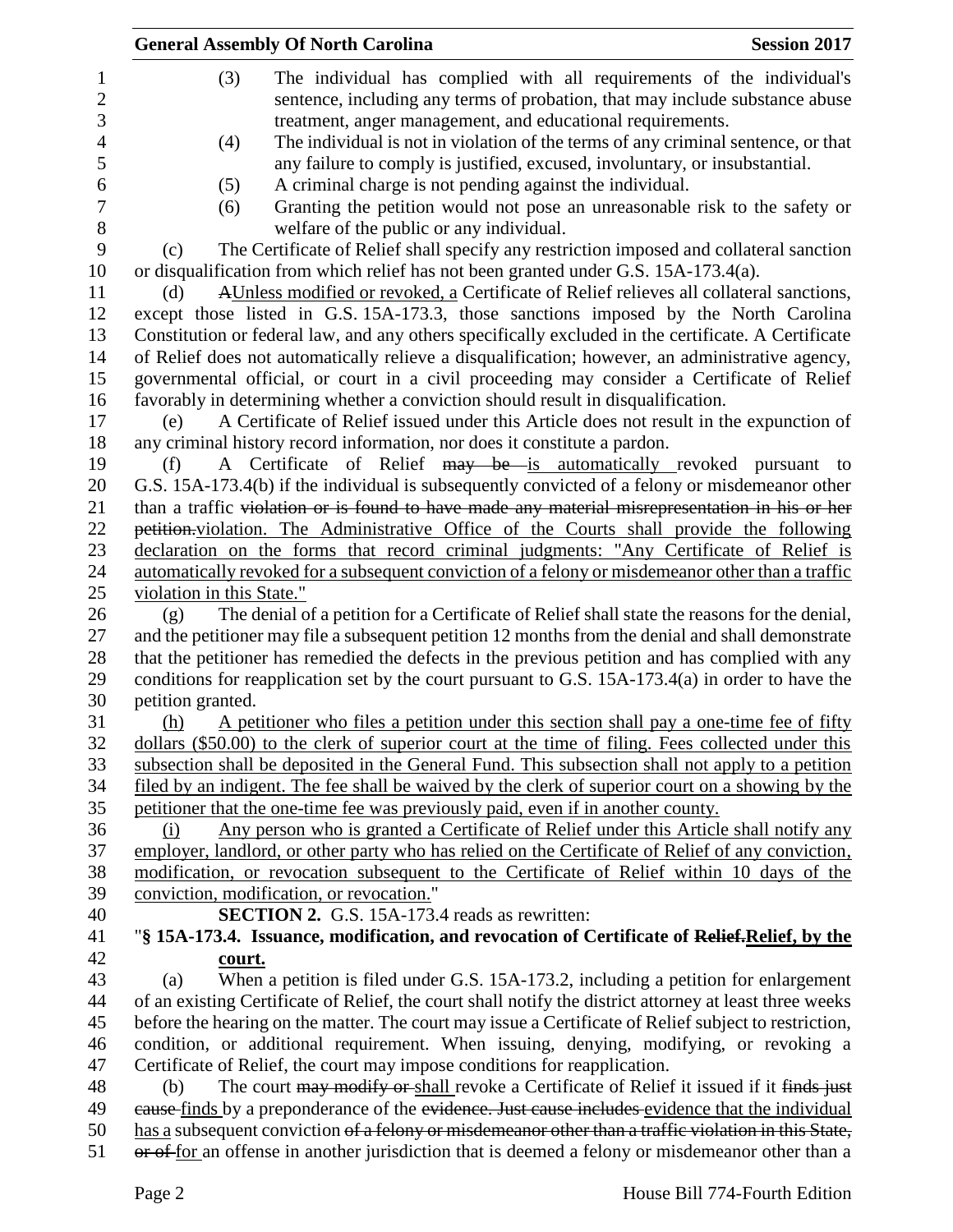(3) The individual has complied with all requirements of the individual's sentence, including any terms of probation, that may include substance abuse treatment, anger management, and educational requirements.

(4) The individual is not in violation of the terms of any criminal sentence, or that any failure to comply is justified, excused, involuntary, or insubstantial.

(5) A criminal charge is not pending against the individual.

(6) Granting the petition would not pose an unreasonable risk to the safety or welfare of the public or any individual.

(c) The Certificate of Relief shall specify any restriction imposed and collateral sanction or disqualification from which relief has not been granted under G.S. 15A-173.4(a).

(d) ~~A~~Unless modified or revoked, a Certificate of Relief relieves all collateral sanctions, except those listed in G.S. 15A-173.3, those sanctions imposed by the North Carolina Constitution or federal law, and any others specifically excluded in the certificate. A Certificate of Relief does not automatically relieve a disqualification; however, an administrative agency, governmental official, or court in a civil proceeding may consider a Certificate of Relief favorably in determining whether a conviction should result in disqualification.

(e) A Certificate of Relief issued under this Article does not result in the expunction of any criminal history record information, nor does it constitute a pardon.

(f) A Certificate of Relief ~~may be~~ is automatically revoked pursuant to G.S. 15A-173.4(b) if the individual is subsequently convicted of a felony or misdemeanor other than a traffic ~~violation or is found to have made any material misrepresentation in his or her petition.~~violation. The Administrative Office of the Courts shall provide the following declaration on the forms that record criminal judgments: "Any Certificate of Relief is automatically revoked for a subsequent conviction of a felony or misdemeanor other than a traffic violation in this State."

(g) The denial of a petition for a Certificate of Relief shall state the reasons for the denial, and the petitioner may file a subsequent petition 12 months from the denial and shall demonstrate that the petitioner has remedied the defects in the previous petition and has complied with any conditions for reapplication set by the court pursuant to G.S. 15A-173.4(a) in order to have the petition granted.

(h) A petitioner who files a petition under this section shall pay a one-time fee of fifty dollars ($50.00) to the clerk of superior court at the time of filing. Fees collected under this subsection shall be deposited in the General Fund. This subsection shall not apply to a petition filed by an indigent. The fee shall be waived by the clerk of superior court on a showing by the petitioner that the one-time fee was previously paid, even if in another county.

(i) Any person who is granted a Certificate of Relief under this Article shall notify any employer, landlord, or other party who has relied on the Certificate of Relief of any conviction, modification, or revocation subsequent to the Certificate of Relief within 10 days of the conviction, modification, or revocation."

**SECTION 2.** G.S. 15A-173.4 reads as rewritten:

"**§ 15A-173.4. Issuance, modification, and revocation of Certificate of ~~Relief.~~Relief, by the court.**

(a) When a petition is filed under G.S. 15A-173.2, including a petition for enlargement of an existing Certificate of Relief, the court shall notify the district attorney at least three weeks before the hearing on the matter. The court may issue a Certificate of Relief subject to restriction, condition, or additional requirement. When issuing, denying, modifying, or revoking a Certificate of Relief, the court may impose conditions for reapplication.

(b) The court ~~may modify or~~ shall revoke a Certificate of Relief it issued if it ~~finds just cause~~ finds by a preponderance of the ~~evidence. Just cause includes~~ evidence that the individual has a subsequent conviction ~~of a felony or misdemeanor other than a traffic violation in this State, or of~~ for an offense in another jurisdiction that is deemed a felony or misdemeanor other than a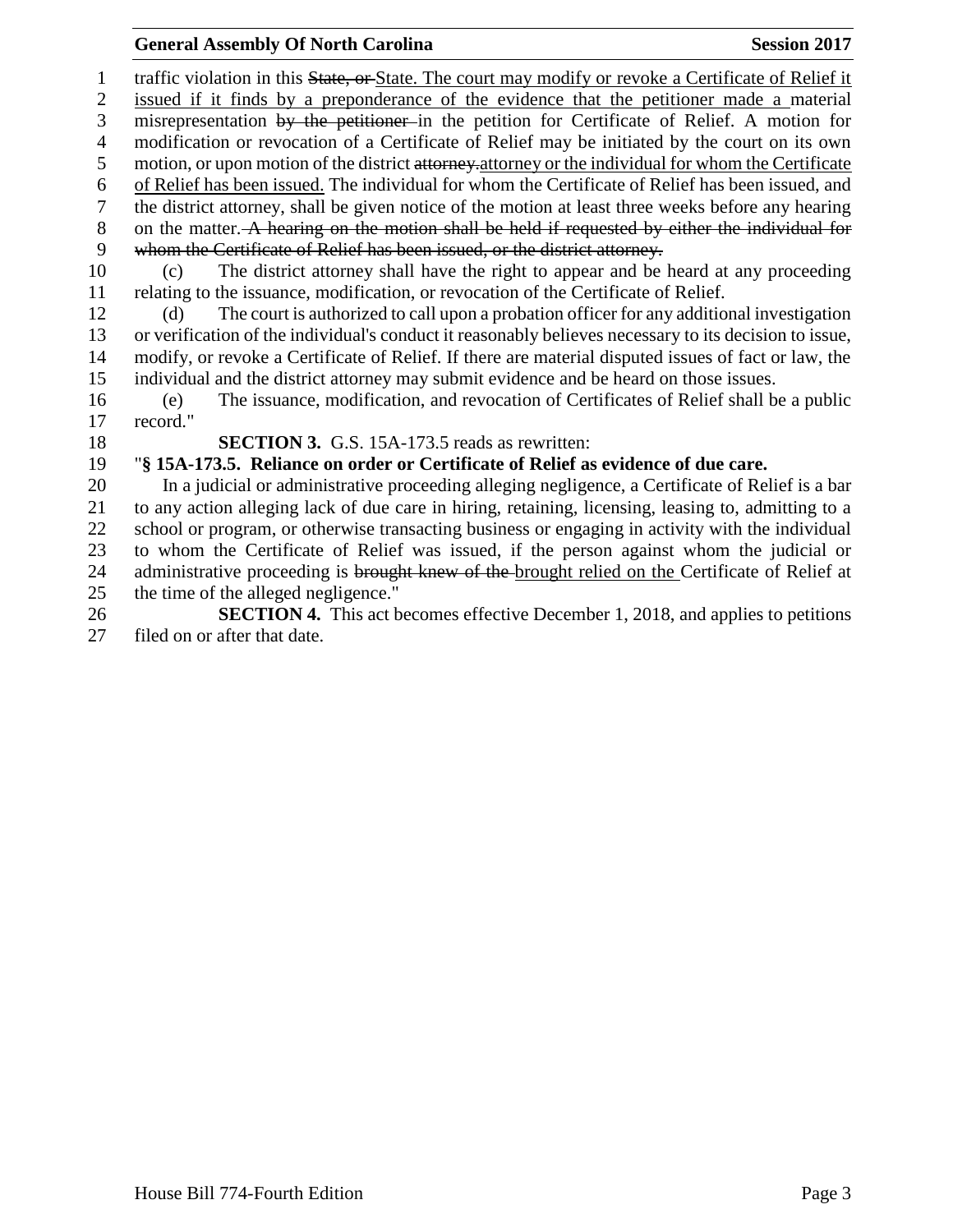traffic violation in this ~~State, or~~ State. The court may modify or revoke a Certificate of Relief it issued if it finds by a preponderance of the evidence that the petitioner made a material misrepresentation ~~by the petitioner~~ in the petition for Certificate of Relief. A motion for modification or revocation of a Certificate of Relief may be initiated by the court on its own motion, or upon motion of the district ~~attorney.~~attorney or the individual for whom the Certificate of Relief has been issued. The individual for whom the Certificate of Relief has been issued, and the district attorney, shall be given notice of the motion at least three weeks before any hearing on the matter. ~~A hearing on the motion shall be held if requested by either the individual for whom the Certificate of Relief has been issued, or the district attorney.~~

(c) The district attorney shall have the right to appear and be heard at any proceeding relating to the issuance, modification, or revocation of the Certificate of Relief.

(d) The court is authorized to call upon a probation officer for any additional investigation or verification of the individual's conduct it reasonably believes necessary to its decision to issue, modify, or revoke a Certificate of Relief. If there are material disputed issues of fact or law, the individual and the district attorney may submit evidence and be heard on those issues.

(e) The issuance, modification, and revocation of Certificates of Relief shall be a public record."

**SECTION 3.** G.S. 15A-173.5 reads as rewritten:

"**§ 15A-173.5. Reliance on order or Certificate of Relief as evidence of due care.**

In a judicial or administrative proceeding alleging negligence, a Certificate of Relief is a bar to any action alleging lack of due care in hiring, retaining, licensing, leasing to, admitting to a school or program, or otherwise transacting business or engaging in activity with the individual to whom the Certificate of Relief was issued, if the person against whom the judicial or administrative proceeding is ~~brought knew of the~~ brought relied on the Certificate of Relief at the time of the alleged negligence."

**SECTION 4.** This act becomes effective December 1, 2018, and applies to petitions filed on or after that date.